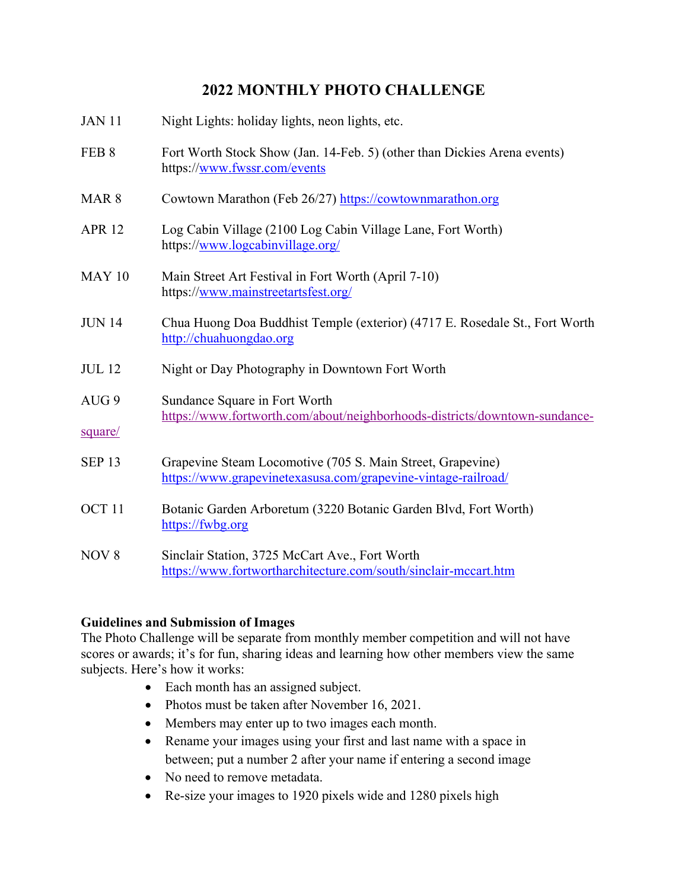# 2022 MONTHLY PHOTO CHALLENGE

| | |
|---|---|
| JAN 11 | Night Lights: holiday lights, neon lights, etc. |
| FEB 8 | Fort Worth Stock Show (Jan. 14-Feb. 5) (other than Dickies Arena events) https://www.fwssr.com/events |
| MAR 8 | Cowtown Marathon (Feb 26/27) https://cowtownmarathon.org |
| APR 12 | Log Cabin Village (2100 Log Cabin Village Lane, Fort Worth) https://www.logcabinvillage.org/ |
| MAY 10 | Main Street Art Festival in Fort Worth (April 7-10) https://www.mainstreetartsfest.org/ |
| JUN 14 | Chua Huong Doa Buddhist Temple (exterior) (4717 E. Rosedale St., Fort Worth http://chuahuongdao.org |
| JUL 12 | Night or Day Photography in Downtown Fort Worth |
| AUG 9 | Sundance Square in Fort Worth https://www.fortworth.com/about/neighborhoods-districts/downtown-sundance-square/ |
| SEP 13 | Grapevine Steam Locomotive (705 S. Main Street, Grapevine) https://www.grapevinetexasusa.com/grapevine-vintage-railroad/ |
| OCT 11 | Botanic Garden Arboretum (3220 Botanic Garden Blvd, Fort Worth) https://fwbg.org |
| NOV 8 | Sinclair Station, 3725 McCart Ave., Fort Worth https://www.fortwortharchitecture.com/south/sinclair-mccart.htm |

**Guidelines and Submission of Images**

The Photo Challenge will be separate from monthly member competition and will not have scores or awards; it's for fun, sharing ideas and learning how other members view the same subjects. Here's how it works:

- Each month has an assigned subject.
- Photos must be taken after November 16, 2021.
- Members may enter up to two images each month.
- Rename your images using your first and last name with a space in between; put a number 2 after your name if entering a second image
- No need to remove metadata.
- Re-size your images to 1920 pixels wide and 1280 pixels high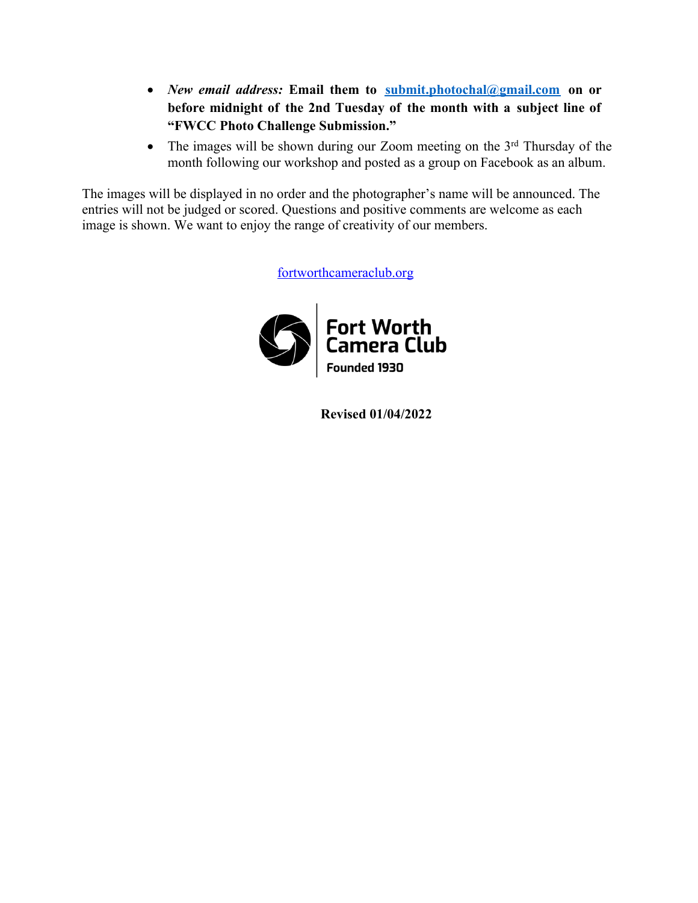- ***New email address:* Email them to [submit.photochal@gmail.com](mailto:submit.photochal@gmail.com) on or before midnight of the 2nd Tuesday of the month with a subject line of "FWCC Photo Challenge Submission."**
- The images will be shown during our Zoom meeting on the 3rd Thursday of the month following our workshop and posted as a group on Facebook as an album.

The images will be displayed in no order and the photographer's name will be announced. The entries will not be judged or scored. Questions and positive comments are welcome as each image is shown. We want to enjoy the range of creativity of our members.

[fortworthcameraclub.org](http://fortworthcameraclub.org)

Fort Worth Camera Club
Founded 1930

**Revised 01/04/2022**